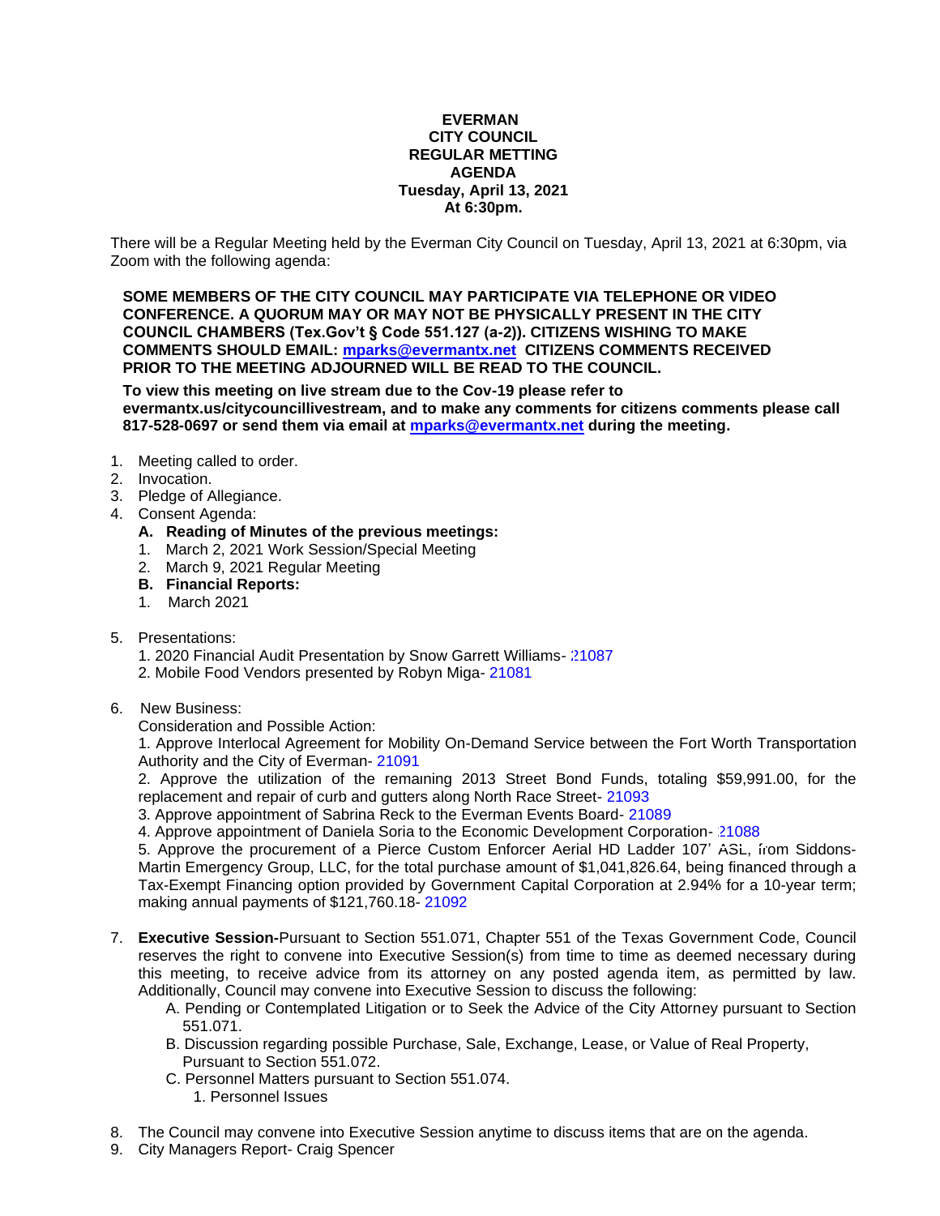**EVERMAN**
**CITY COUNCIL**
**REGULAR METTING**
**AGENDA**
**Tuesday, April 13, 2021**
**At 6:30pm.**

There will be a Regular Meeting held by the Everman City Council on Tuesday, April 13, 2021 at 6:30pm, via Zoom with the following agenda:

**SOME MEMBERS OF THE CITY COUNCIL MAY PARTICIPATE VIA TELEPHONE OR VIDEO CONFERENCE. A QUORUM MAY OR MAY NOT BE PHYSICALLY PRESENT IN THE CITY COUNCIL CHAMBERS (Tex.Gov't § Code 551.127 (a-2)). CITIZENS WISHING TO MAKE COMMENTS SHOULD EMAIL: mparks@evermantx.net CITIZENS COMMENTS RECEIVED PRIOR TO THE MEETING ADJOURNED WILL BE READ TO THE COUNCIL.**

**To view this meeting on live stream due to the Cov-19 please refer to evermantx.us/citycouncillivestream, and to make any comments for citizens comments please call 817-528-0697 or send them via email at mparks@evermantx.net during the meeting.**

1. Meeting called to order.
2. Invocation.
3. Pledge of Allegiance.
4. Consent Agenda:
   **A. Reading of Minutes of the previous meetings:**
   1. March 2, 2021 Work Session/Special Meeting
   2. March 9, 2021 Regular Meeting

   **B. Financial Reports:**
   1. March 2021

5. Presentations:
   1. 2020 Financial Audit Presentation by Snow Garrett Williams- 21087
   2. Mobile Food Vendors presented by Robyn Miga- 21081

6. New Business:
   Consideration and Possible Action:
   1. Approve Interlocal Agreement for Mobility On-Demand Service between the Fort Worth Transportation Authority and the City of Everman- 21091
   2. Approve the utilization of the remaining 2013 Street Bond Funds, totaling $59,991.00, for the replacement and repair of curb and gutters along North Race Street- 21093
   3. Approve appointment of Sabrina Reck to the Everman Events Board- 21089
   4. Approve appointment of Daniela Soria to the Economic Development Corporation- 21088
   5. Approve the procurement of a Pierce Custom Enforcer Aerial HD Ladder 107' ASL, from Siddons-Martin Emergency Group, LLC, for the total purchase amount of $1,041,826.64, being financed through a Tax-Exempt Financing option provided by Government Capital Corporation at 2.94% for a 10-year term; making annual payments of $121,760.18- 21092

7. **Executive Session-**Pursuant to Section 551.071, Chapter 551 of the Texas Government Code, Council reserves the right to convene into Executive Session(s) from time to time as deemed necessary during this meeting, to receive advice from its attorney on any posted agenda item, as permitted by law. Additionally, Council may convene into Executive Session to discuss the following:
   A. Pending or Contemplated Litigation or to Seek the Advice of the City Attorney pursuant to Section 551.071.
   B. Discussion regarding possible Purchase, Sale, Exchange, Lease, or Value of Real Property, Pursuant to Section 551.072.
   C. Personnel Matters pursuant to Section 551.074.
      1. Personnel Issues

8. The Council may convene into Executive Session anytime to discuss items that are on the agenda.
9. City Managers Report- Craig Spencer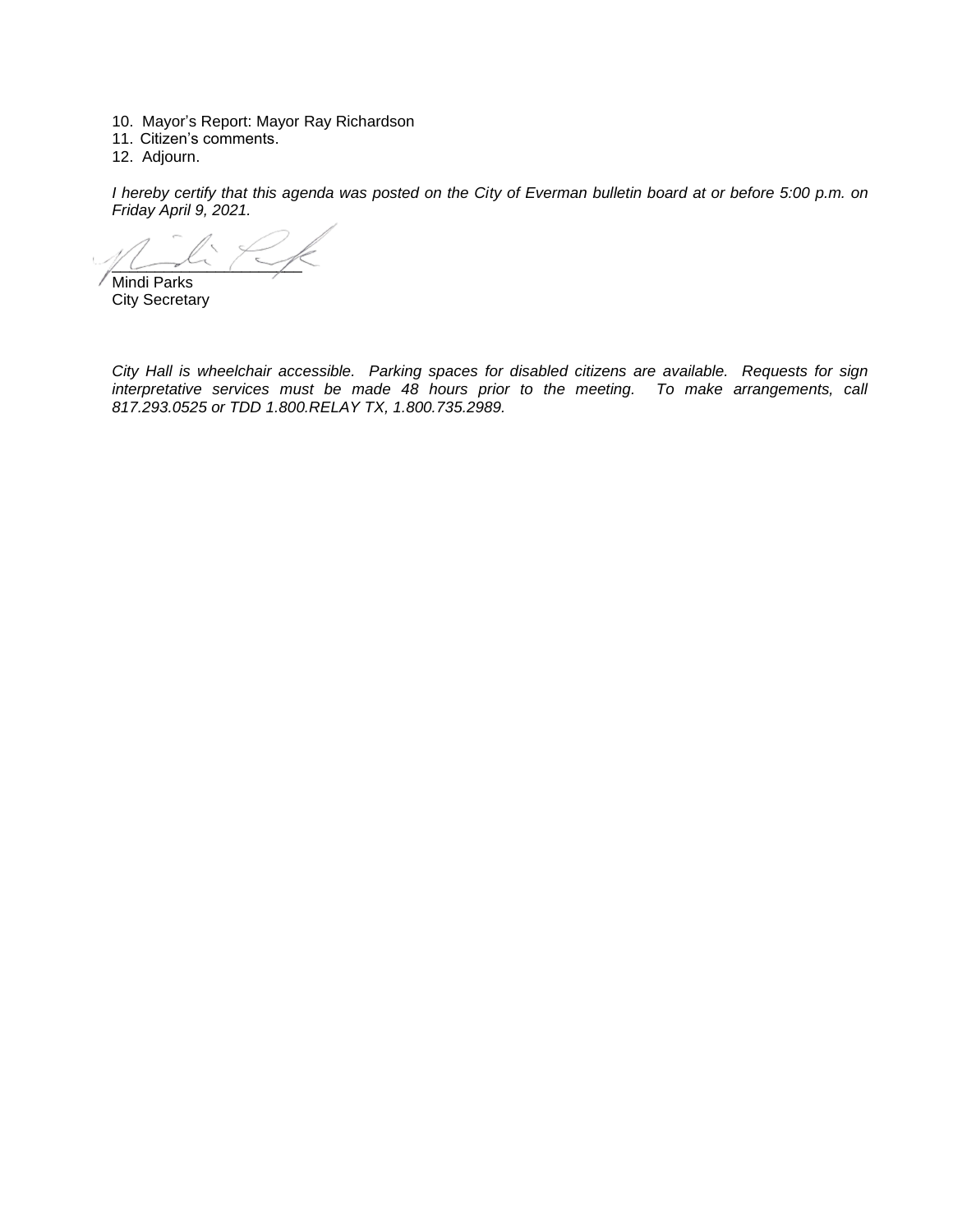10. Mayor's Report: Mayor Ray Richardson
11. Citizen's comments.
12. Adjourn.

*I hereby certify that this agenda was posted on the City of Everman bulletin board at or before 5:00 p.m. on Friday April 9, 2021.*

____________________
Mindi Parks
City Secretary

*City Hall is wheelchair accessible. Parking spaces for disabled citizens are available. Requests for sign interpretative services must be made 48 hours prior to the meeting. To make arrangements, call 817.293.0525 or TDD 1.800.RELAY TX, 1.800.735.2989.*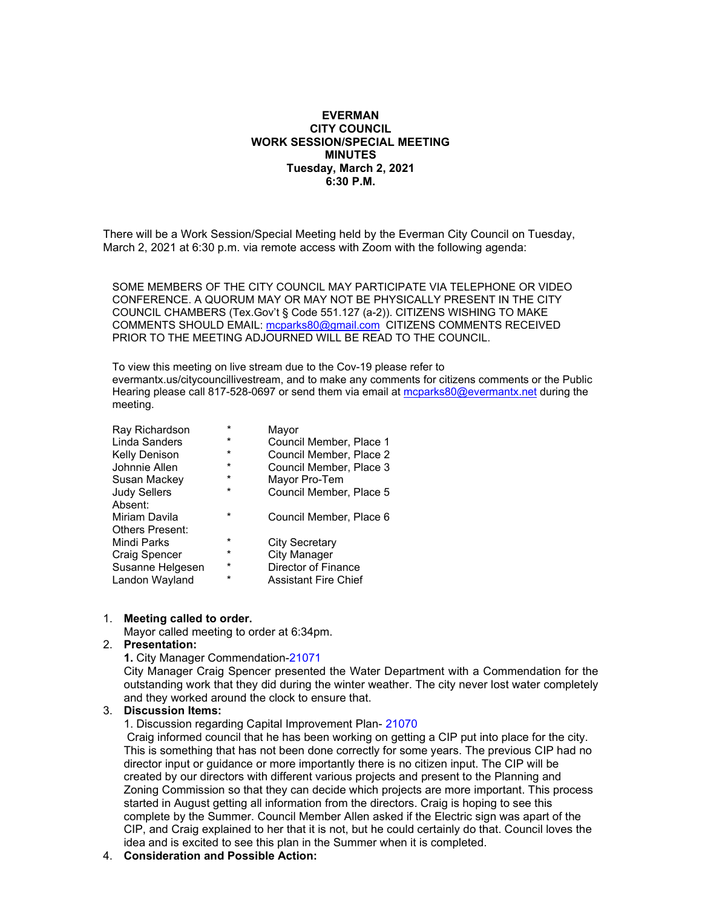**EVERMAN**
**CITY COUNCIL**
**WORK SESSION/SPECIAL MEETING**
**MINUTES**
**Tuesday, March 2, 2021**
**6:30 P.M.**

There will be a Work Session/Special Meeting held by the Everman City Council on Tuesday, March 2, 2021 at 6:30 p.m. via remote access with Zoom with the following agenda:

SOME MEMBERS OF THE CITY COUNCIL MAY PARTICIPATE VIA TELEPHONE OR VIDEO CONFERENCE. A QUORUM MAY OR MAY NOT BE PHYSICALLY PRESENT IN THE CITY COUNCIL CHAMBERS (Tex.Gov't § Code 551.127 (a-2)). CITIZENS WISHING TO MAKE COMMENTS SHOULD EMAIL: mcparks80@gmail.com CITIZENS COMMENTS RECEIVED PRIOR TO THE MEETING ADJOURNED WILL BE READ TO THE COUNCIL.

To view this meeting on live stream due to the Cov-19 please refer to evermantx.us/citycouncillivestream, and to make any comments for citizens comments or the Public Hearing please call 817-528-0697 or send them via email at mcparks80@evermantx.net during the meeting.

| | | |
|---|---|---|
| Ray Richardson | * | Mayor |
| Linda Sanders | * | Council Member, Place 1 |
| Kelly Denison | * | Council Member, Place 2 |
| Johnnie Allen | * | Council Member, Place 3 |
| Susan Mackey | * | Mayor Pro-Tem |
| Judy Sellers | * | Council Member, Place 5 |
| Absent: | | |
| Miriam Davila | * | Council Member, Place 6 |
| Others Present: | | |
| Mindi Parks | * | City Secretary |
| Craig Spencer | * | City Manager |
| Susanne Helgesen | * | Director of Finance |
| Landon Wayland | * | Assistant Fire Chief |

1. **Meeting called to order.**
   Mayor called meeting to order at 6:34pm.
2. **Presentation:**
   **1.** City Manager Commendation-21071
   City Manager Craig Spencer presented the Water Department with a Commendation for the outstanding work that they did during the winter weather. The city never lost water completely and they worked around the clock to ensure that.
3. **Discussion Items:**
   1. Discussion regarding Capital Improvement Plan- 21070
   Craig informed council that he has been working on getting a CIP put into place for the city. This is something that has not been done correctly for some years. The previous CIP had no director input or guidance or more importantly there is no citizen input. The CIP will be created by our directors with different various projects and present to the Planning and Zoning Commission so that they can decide which projects are more important. This process started in August getting all information from the directors. Craig is hoping to see this complete by the Summer. Council Member Allen asked if the Electric sign was apart of the CIP, and Craig explained to her that it is not, but he could certainly do that. Council loves the idea and is excited to see this plan in the Summer when it is completed.
4. **Consideration and Possible Action:**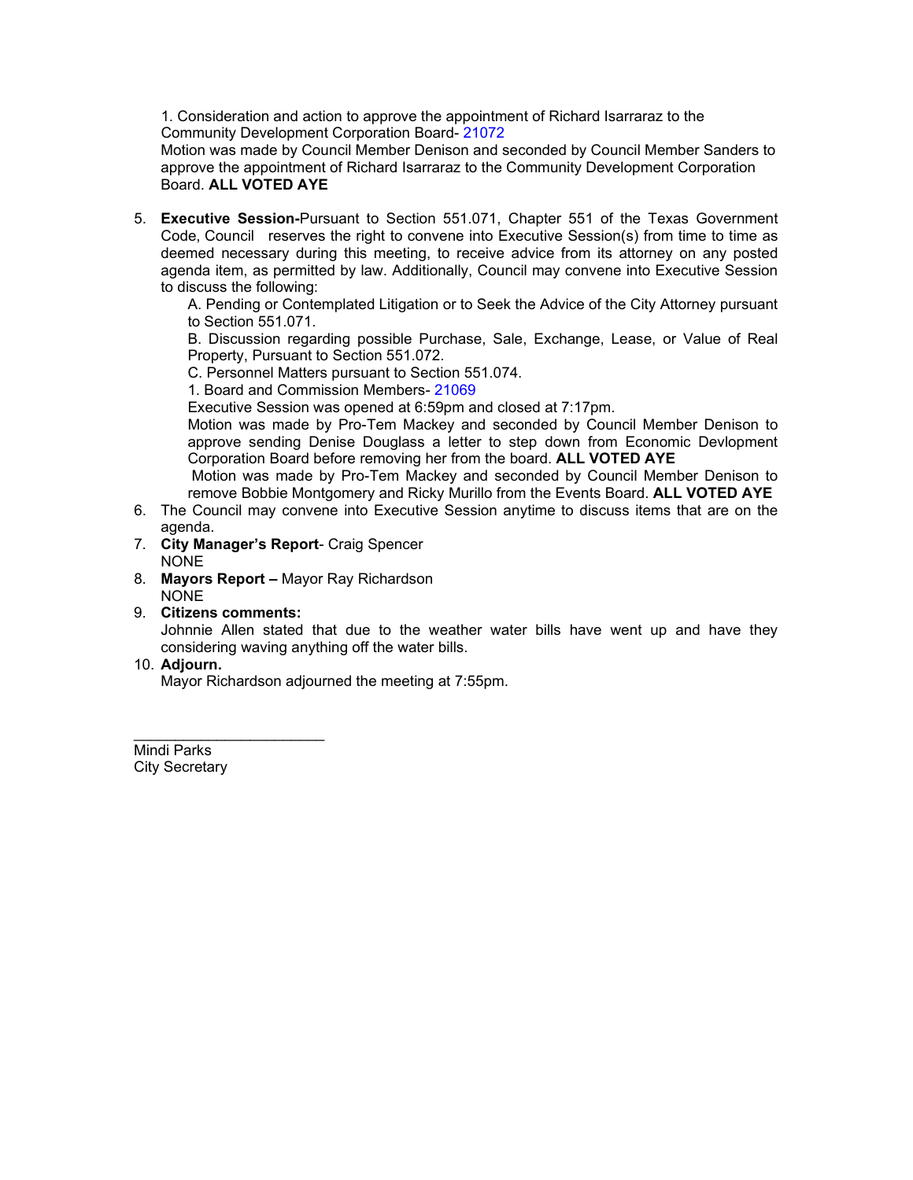1. Consideration and action to approve the appointment of Richard Isarraraz to the Community Development Corporation Board- 21072
Motion was made by Council Member Denison and seconded by Council Member Sanders to approve the appointment of Richard Isarraraz to the Community Development Corporation Board. **ALL VOTED AYE**

5. **Executive Session-**Pursuant to Section 551.071, Chapter 551 of the Texas Government Code, Council reserves the right to convene into Executive Session(s) from time to time as deemed necessary during this meeting, to receive advice from its attorney on any posted agenda item, as permitted by law. Additionally, Council may convene into Executive Session to discuss the following:
   A. Pending or Contemplated Litigation or to Seek the Advice of the City Attorney pursuant to Section 551.071.
   B. Discussion regarding possible Purchase, Sale, Exchange, Lease, or Value of Real Property, Pursuant to Section 551.072.
   C. Personnel Matters pursuant to Section 551.074.
   1. Board and Commission Members- 21069
   Executive Session was opened at 6:59pm and closed at 7:17pm.
   Motion was made by Pro-Tem Mackey and seconded by Council Member Denison to approve sending Denise Douglass a letter to step down from Economic Devlopment Corporation Board before removing her from the board. **ALL VOTED AYE**
   Motion was made by Pro-Tem Mackey and seconded by Council Member Denison to remove Bobbie Montgomery and Ricky Murillo from the Events Board. **ALL VOTED AYE**
6. The Council may convene into Executive Session anytime to discuss items that are on the agenda.
7. **City Manager's Report**- Craig Spencer
   NONE
8. **Mayors Report –** Mayor Ray Richardson
   NONE
9. **Citizens comments:**
   Johnnie Allen stated that due to the weather water bills have went up and have they considering waving anything off the water bills.
10. **Adjourn.**
    Mayor Richardson adjourned the meeting at 7:55pm.

______________________
Mindi Parks
City Secretary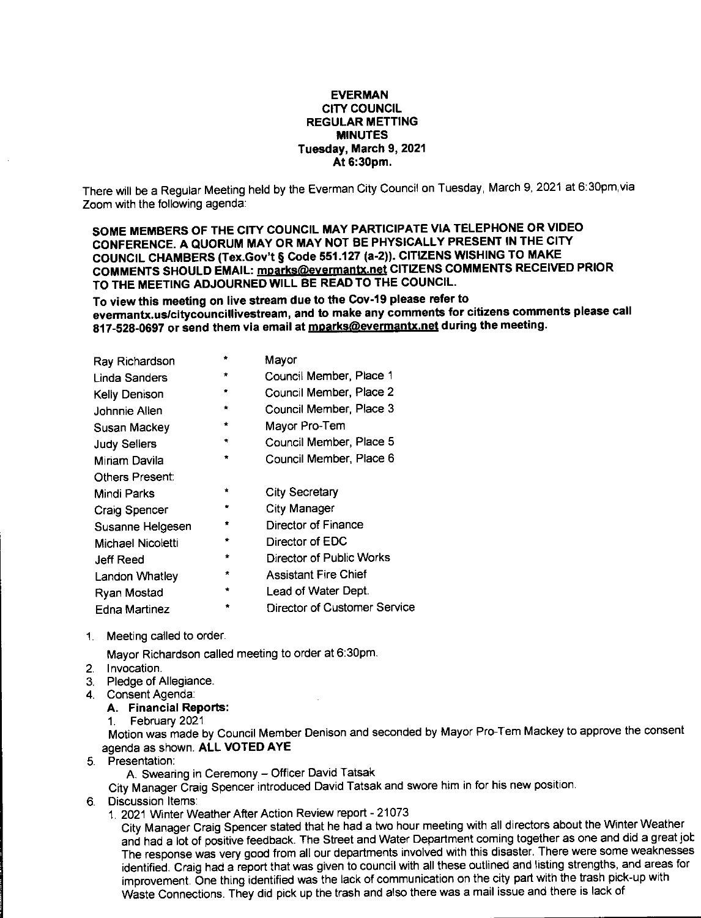**EVERMAN**
**CITY COUNCIL**
**REGULAR METTING**
**MINUTES**
**Tuesday, March 9, 2021**
**At 6:30pm.**

There will be a Regular Meeting held by the Everman City Council on Tuesday, March 9, 2021 at 6:30pm via Zoom with the following agenda:

**SOME MEMBERS OF THE CITY COUNCIL MAY PARTICIPATE VIA TELEPHONE OR VIDEO CONFERENCE. A QUORUM MAY OR MAY NOT BE PHYSICALLY PRESENT IN THE CITY COUNCIL CHAMBERS (Tex.Gov't § Code 551.127 (a-2)). CITIZENS WISHING TO MAKE COMMENTS SHOULD EMAIL: mparks@evermantx.net CITIZENS COMMENTS RECEIVED PRIOR TO THE MEETING ADJOURNED WILL BE READ TO THE COUNCIL.**

**To view this meeting on live stream due to the Cov-19 please refer to evermantx.us/citycouncillivestream, and to make any comments for citizens comments please call 817-528-0697 or send them via email at mparks@evermantx.net during the meeting.**

| | | |
|---|---|---|
| Ray Richardson | * | Mayor |
| Linda Sanders | * | Council Member, Place 1 |
| Kelly Denison | * | Council Member, Place 2 |
| Johnnie Allen | * | Council Member, Place 3 |
| Susan Mackey | * | Mayor Pro-Tem |
| Judy Sellers | * | Council Member, Place 5 |
| Miriam Davila | * | Council Member, Place 6 |
| Others Present: | | |
| Mindi Parks | * | City Secretary |
| Craig Spencer | * | City Manager |
| Susanne Helgesen | * | Director of Finance |
| Michael Nicoletti | * | Director of EDC |
| Jeff Reed | * | Director of Public Works |
| Landon Whatley | * | Assistant Fire Chief |
| Ryan Mostad | * | Lead of Water Dept. |
| Edna Martinez | * | Director of Customer Service |

1. Meeting called to order.
   Mayor Richardson called meeting to order at 6:30pm.
2. Invocation.
3. Pledge of Allegiance.
4. Consent Agenda:
   **A. Financial Reports:**
   1. February 2021
   
   Motion was made by Council Member Denison and seconded by Mayor Pro-Tem Mackey to approve the consent agenda as shown. **ALL VOTED AYE**
5. Presentation:
   A. Swearing in Ceremony – Officer David Tatsak
   
   City Manager Craig Spencer introduced David Tatsak and swore him in for his new position.
6. Discussion Items:
   1. 2021 Winter Weather After Action Review report - 21073
   
   City Manager Craig Spencer stated that he had a two hour meeting with all directors about the Winter Weather and had a lot of positive feedback. The Street and Water Department coming together as one and did a great job The response was very good from all our departments involved with this disaster. There were some weaknesses identified. Craig had a report that was given to council with all these outlined and listing strengths, and areas for improvement. One thing identified was the lack of communication on the city part with the trash pick-up with Waste Connections. They did pick up the trash and also there was a mail issue and there is lack of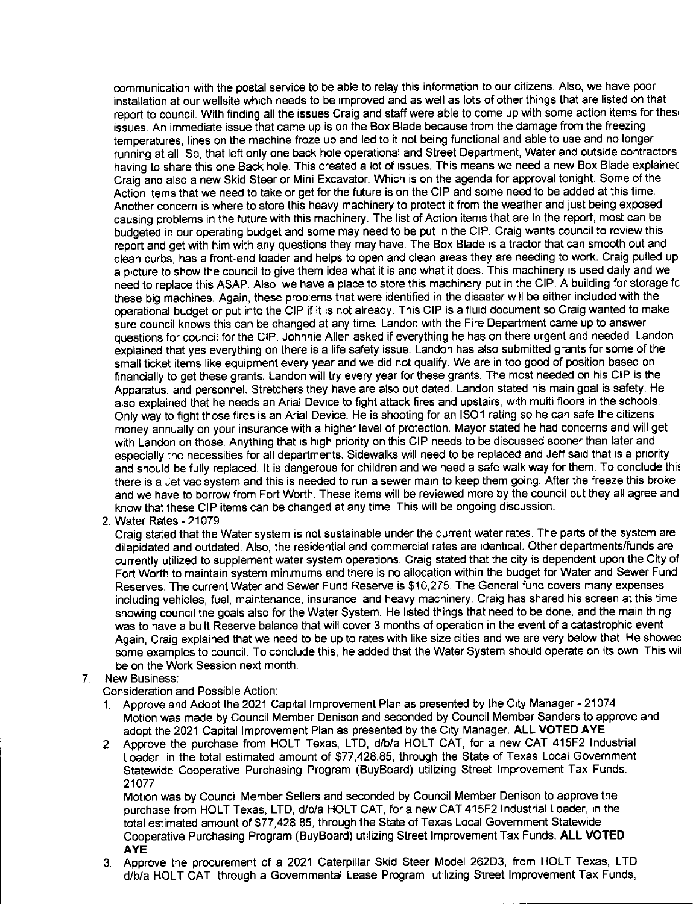communication with the postal service to be able to relay this information to our citizens. Also, we have poor installation at our wellsite which needs to be improved and as well as lots of other things that are listed on that report to council. With finding all the issues Craig and staff were able to come up with some action items for these issues. An immediate issue that came up is on the Box Blade because from the damage from the freezing temperatures, lines on the machine froze up and led to it not being functional and able to use and no longer running at all. So, that left only one back hole operational and Street Department, Water and outside contractors having to share this one Back hole. This created a lot of issues. This means we need a new Box Blade explained Craig and also a new Skid Steer or Mini Excavator. Which is on the agenda for approval tonight. Some of the Action items that we need to take or get for the future is on the CIP and some need to be added at this time. Another concern is where to store this heavy machinery to protect it from the weather and just being exposed causing problems in the future with this machinery. The list of Action items that are in the report, most can be budgeted in our operating budget and some may need to be put in the CIP. Craig wants council to review this report and get with him with any questions they may have. The Box Blade is a tractor that can smooth out and clean curbs, has a front-end loader and helps to open and clean areas they are needing to work. Craig pulled up a picture to show the council to give them idea what it is and what it does. This machinery is used daily and we need to replace this ASAP. Also, we have a place to store this machinery put in the CIP. A building for storage fo these big machines. Again, these problems that were identified in the disaster will be either included with the operational budget or put into the CIP if it is not already. This CIP is a fluid document so Craig wanted to make sure council knows this can be changed at any time. Landon with the Fire Department came up to answer questions for council for the CIP. Johnnie Allen asked if everything he has on there urgent and needed. Landon explained that yes everything on there is a life safety issue. Landon has also submitted grants for some of the small ticket items like equipment every year and we did not qualify. We are in too good of position based on financially to get these grants. Landon will try every year for these grants. The most needed on his CIP is the Apparatus, and personnel. Stretchers they have are also out dated. Landon stated his main goal is safety. He also explained that he needs an Arial Device to fight attack fires and upstairs, with multi floors in the schools. Only way to fight those fires is an Arial Device. He is shooting for an ISO1 rating so he can safe the citizens money annually on your insurance with a higher level of protection. Mayor stated he had concerns and will get with Landon on those. Anything that is high priority on this CIP needs to be discussed sooner than later and especially the necessities for all departments. Sidewalks will need to be replaced and Jeff said that is a priority and should be fully replaced. It is dangerous for children and we need a safe walk way for them. To conclude this there is a Jet vac system and this is needed to run a sewer main to keep them going. After the freeze this broke and we have to borrow from Fort Worth. These items will be reviewed more by the council but they all agree and know that these CIP items can be changed at any time. This will be ongoing discussion.

2. Water Rates - 21079

   Craig stated that the Water system is not sustainable under the current water rates. The parts of the system are dilapidated and outdated. Also, the residential and commercial rates are identical. Other departments/funds are currently utilized to supplement water system operations. Craig stated that the city is dependent upon the City of Fort Worth to maintain system minimums and there is no allocation within the budget for Water and Sewer Fund Reserves. The current Water and Sewer Fund Reserve is $10,275. The General fund covers many expenses including vehicles, fuel, maintenance, insurance, and heavy machinery. Craig has shared his screen at this time showing council the goals also for the Water System. He listed things that need to be done, and the main thing was to have a built Reserve balance that will cover 3 months of operation in the event of a catastrophic event. Again, Craig explained that we need to be up to rates with like size cities and we are very below that. He showed some examples to council. To conclude this, he added that the Water System should operate on its own. This will be on the Work Session next month.

7. New Business:

   Consideration and Possible Action:

   1. Approve and Adopt the 2021 Capital Improvement Plan as presented by the City Manager - 21074

      Motion was made by Council Member Denison and seconded by Council Member Sanders to approve and adopt the 2021 Capital Improvement Plan as presented by the City Manager. **ALL VOTED AYE**

   2. Approve the purchase from HOLT Texas, LTD, d/b/a HOLT CAT, for a new CAT 415F2 Industrial Loader, in the total estimated amount of $77,428.85, through the State of Texas Local Government Statewide Cooperative Purchasing Program (BuyBoard) utilizing Street Improvement Tax Funds. - 21077

      Motion was by Council Member Sellers and seconded by Council Member Denison to approve the purchase from HOLT Texas, LTD, d/b/a HOLT CAT, for a new CAT 415F2 Industrial Loader, in the total estimated amount of $77,428.85, through the State of Texas Local Government Statewide Cooperative Purchasing Program (BuyBoard) utilizing Street Improvement Tax Funds. **ALL VOTED AYE**

   3. Approve the procurement of a 2021 Caterpillar Skid Steer Model 262D3, from HOLT Texas, LTD d/b/a HOLT CAT, through a Governmental Lease Program, utilizing Street Improvement Tax Funds,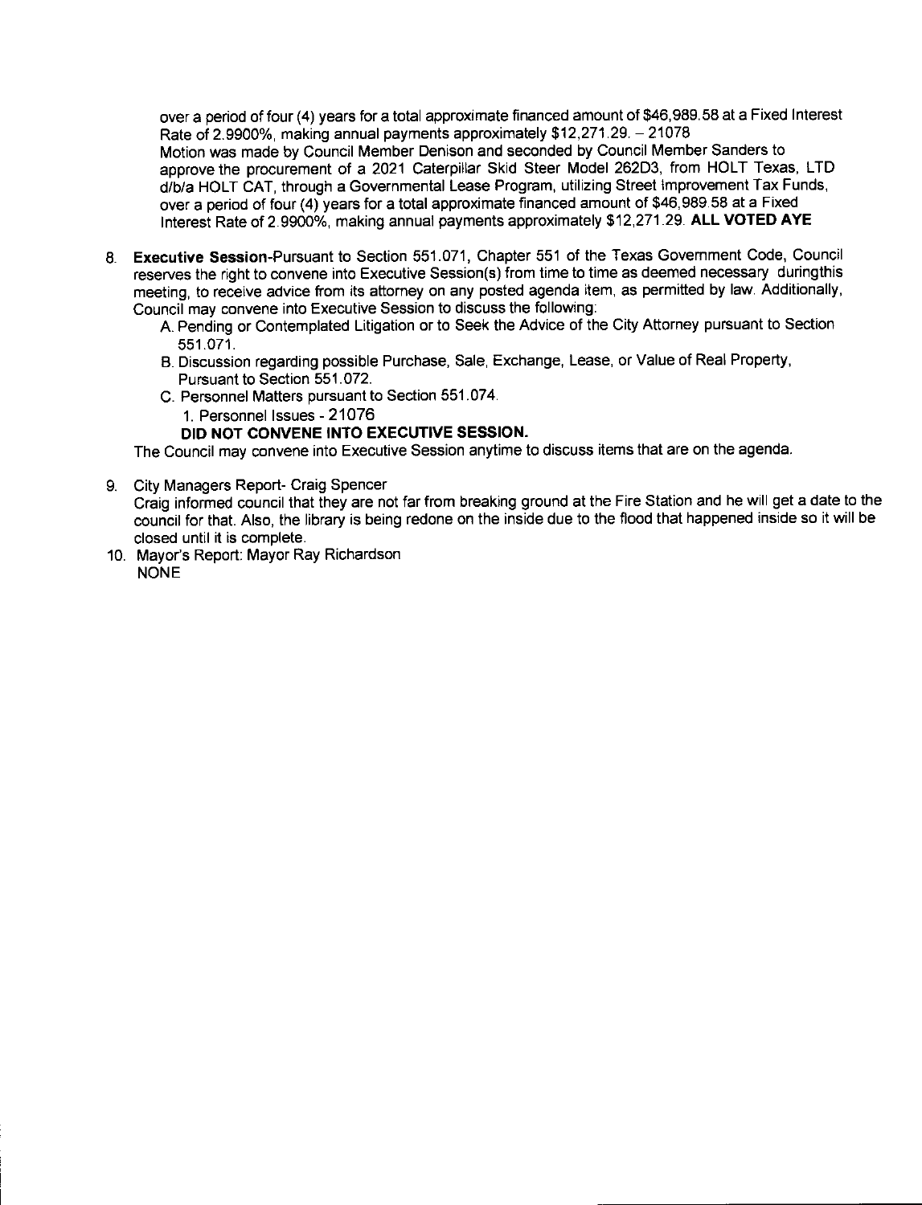over a period of four (4) years for a total approximate financed amount of $46,989.58 at a Fixed Interest Rate of 2.9900%, making annual payments approximately $12,271.29. – 21078

Motion was made by Council Member Denison and seconded by Council Member Sanders to approve the procurement of a 2021 Caterpillar Skid Steer Model 262D3, from HOLT Texas, LTD d/b/a HOLT CAT, through a Governmental Lease Program, utilizing Street Improvement Tax Funds, over a period of four (4) years for a total approximate financed amount of $46,989.58 at a Fixed Interest Rate of 2.9900%, making annual payments approximately $12,271.29. **ALL VOTED AYE**

8. **Executive Session**-Pursuant to Section 551.071, Chapter 551 of the Texas Government Code, Council reserves the right to convene into Executive Session(s) from time to time as deemed necessary duringthis meeting, to receive advice from its attorney on any posted agenda item, as permitted by law. Additionally, Council may convene into Executive Session to discuss the following:
   A. Pending or Contemplated Litigation or to Seek the Advice of the City Attorney pursuant to Section 551.071.
   B. Discussion regarding possible Purchase, Sale, Exchange, Lease, or Value of Real Property, Pursuant to Section 551.072.
   C. Personnel Matters pursuant to Section 551.074.
      1. Personnel Issues - 21076

   **DID NOT CONVENE INTO EXECUTIVE SESSION.**

   The Council may convene into Executive Session anytime to discuss items that are on the agenda.

9. City Managers Report- Craig Spencer
   Craig informed council that they are not far from breaking ground at the Fire Station and he will get a date to the council for that. Also, the library is being redone on the inside due to the flood that happened inside so it will be closed until it is complete.
10. Mayor's Report: Mayor Ray Richardson
    NONE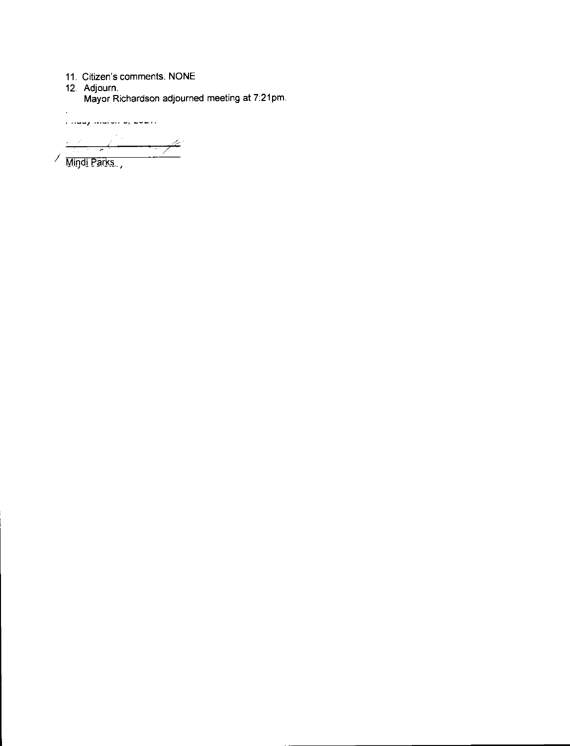11. Citizen's comments. NONE
12. Adjourn.
    Mayor Richardson adjourned meeting at 7:21pm.

Friday March 5, 2021.

Mindi Parks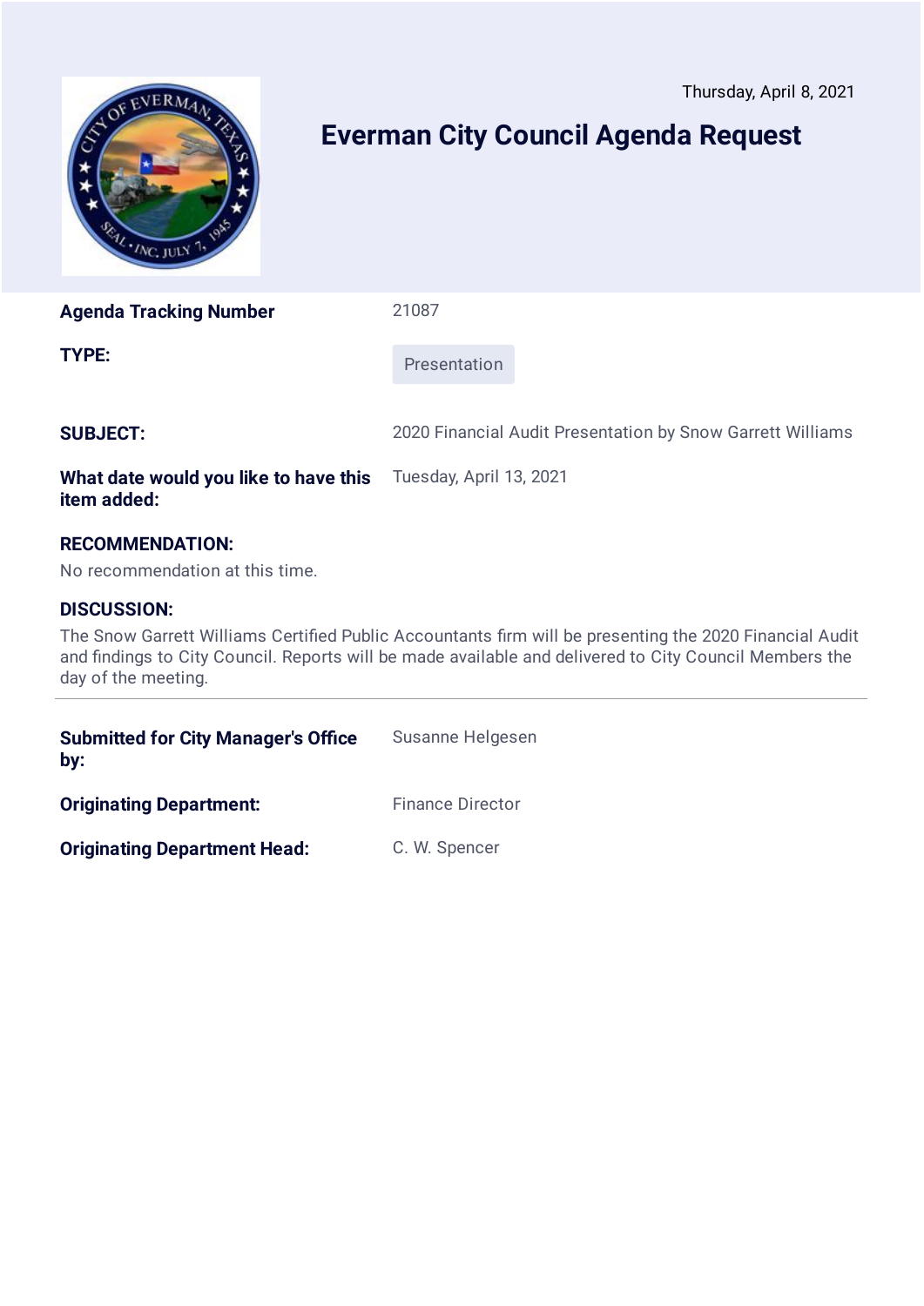Thursday, April 8, 2021

# Everman City Council Agenda Request

| | |
|---|---|
| **Agenda Tracking Number** | 21087 |
| **TYPE:** | Presentation |
| **SUBJECT:** | 2020 Financial Audit Presentation by Snow Garrett Williams |
| **What date would you like to have this item added:** | Tuesday, April 13, 2021 |

**RECOMMENDATION:**

No recommendation at this time.

**DISCUSSION:**

The Snow Garrett Williams Certified Public Accountants firm will be presenting the 2020 Financial Audit and findings to City Council. Reports will be made available and delivered to City Council Members the day of the meeting.

---

| | |
|---|---|
| **Submitted for City Manager's Office by:** | Susanne Helgesen |
| **Originating Department:** | Finance Director |
| **Originating Department Head:** | C. W. Spencer |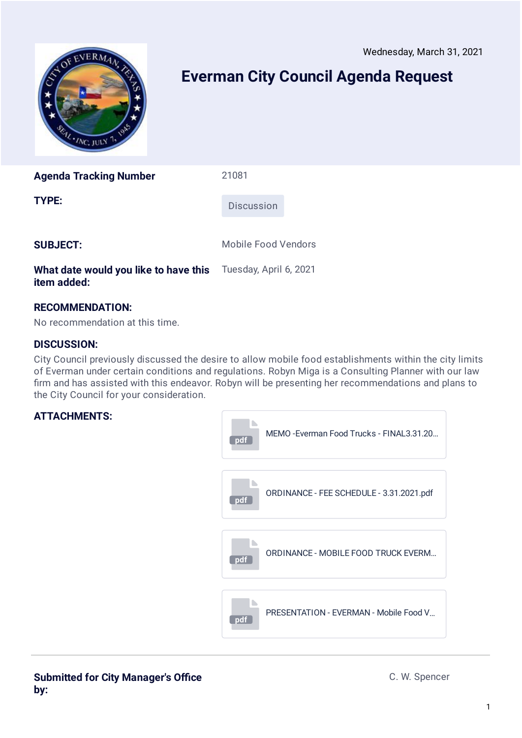Wednesday, March 31, 2021

# Everman City Council Agenda Request

**Agenda Tracking Number** 21081

**TYPE:** Discussion

**SUBJECT:** Mobile Food Vendors

**What date would you like to have this item added:** Tuesday, April 6, 2021

**RECOMMENDATION:**

No recommendation at this time.

**DISCUSSION:**

City Council previously discussed the desire to allow mobile food establishments within the city limits of Everman under certain conditions and regulations. Robyn Miga is a Consulting Planner with our law firm and has assisted with this endeavor. Robyn will be presenting her recommendations and plans to the City Council for your consideration.

**ATTACHMENTS:**

- MEMO -Everman Food Trucks - FINAL3.31.20...
- ORDINANCE - FEE SCHEDULE - 3.31.2021.pdf
- ORDINANCE - MOBILE FOOD TRUCK EVERM...
- PRESENTATION - EVERMAN - Mobile Food V...

**Submitted for City Manager's Office by:** C. W. Spencer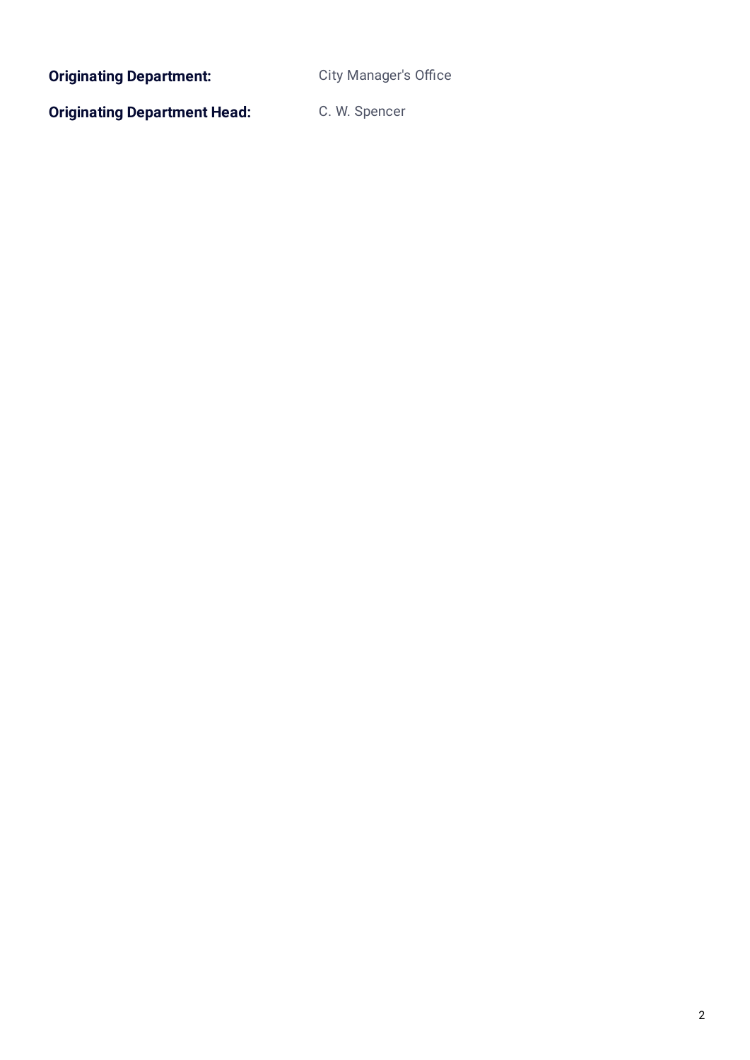**Originating Department:** City Manager's Office

**Originating Department Head:** C. W. Spencer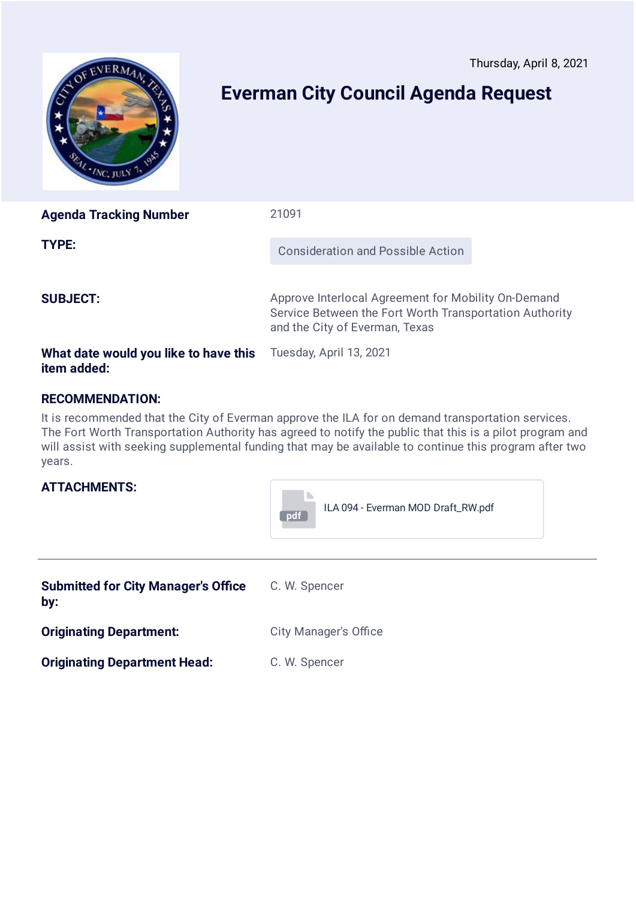Thursday, April 8, 2021

# Everman City Council Agenda Request

| | |
|---|---|
| **Agenda Tracking Number** | 21091 |
| **TYPE:** | Consideration and Possible Action |
| **SUBJECT:** | Approve Interlocal Agreement for Mobility On-Demand Service Between the Fort Worth Transportation Authority and the City of Everman, Texas |
| **What date would you like to have this item added:** | Tuesday, April 13, 2021 |

**RECOMMENDATION:**

It is recommended that the City of Everman approve the ILA for on demand transportation services. The Fort Worth Transportation Authority has agreed to notify the public that this is a pilot program and will assist with seeking supplemental funding that may be available to continue this program after two years.

**ATTACHMENTS:** ILA 094 - Everman MOD Draft_RW.pdf

---

| | |
|---|---|
| **Submitted for City Manager's Office by:** | C. W. Spencer |
| **Originating Department:** | City Manager's Office |
| **Originating Department Head:** | C. W. Spencer |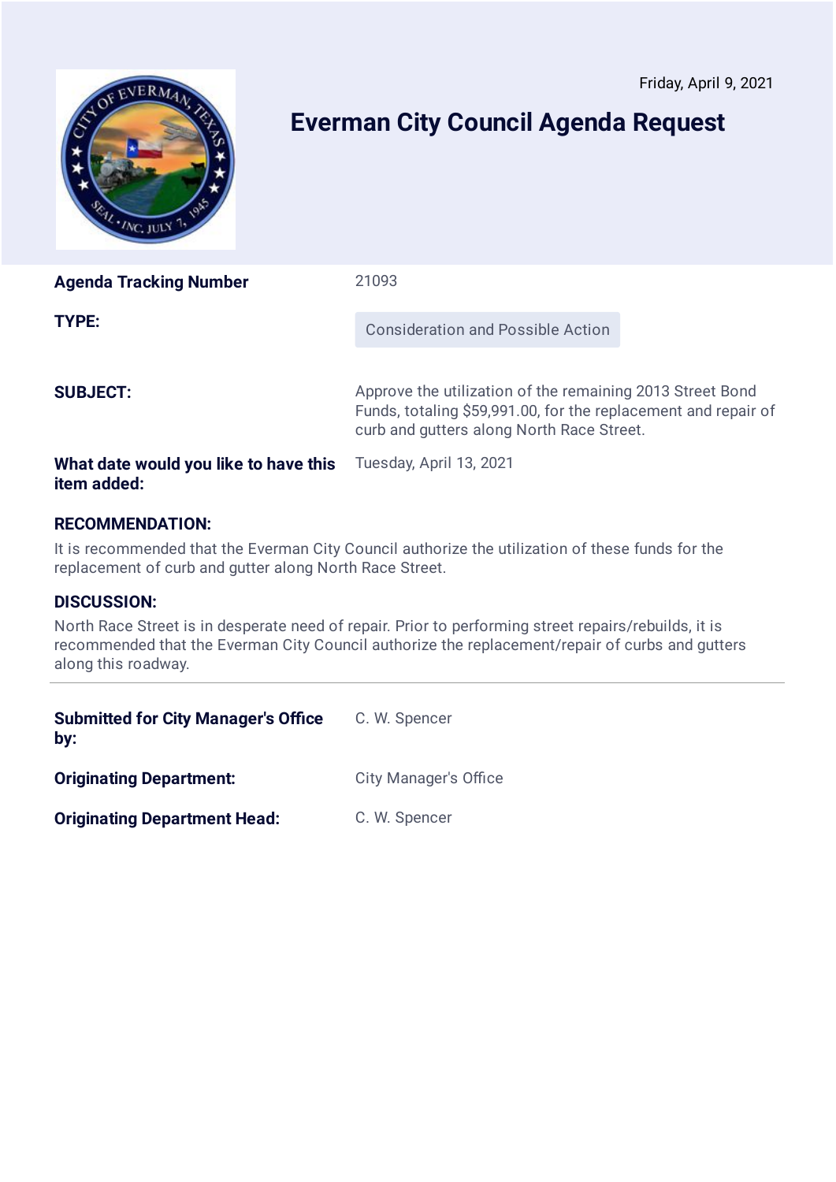Friday, April 9, 2021

# Everman City Council Agenda Request

| | |
|---|---|
| **Agenda Tracking Number** | 21093 |
| **TYPE:** | Consideration and Possible Action |
| **SUBJECT:** | Approve the utilization of the remaining 2013 Street Bond Funds, totaling $59,991.00, for the replacement and repair of curb and gutters along North Race Street. |
| **What date would you like to have this item added:** | Tuesday, April 13, 2021 |

**RECOMMENDATION:**

It is recommended that the Everman City Council authorize the utilization of these funds for the replacement of curb and gutter along North Race Street.

**DISCUSSION:**

North Race Street is in desperate need of repair. Prior to performing street repairs/rebuilds, it is recommended that the Everman City Council authorize the replacement/repair of curbs and gutters along this roadway.

---

| | |
|---|---|
| **Submitted for City Manager's Office by:** | C. W. Spencer |
| **Originating Department:** | City Manager's Office |
| **Originating Department Head:** | C. W. Spencer |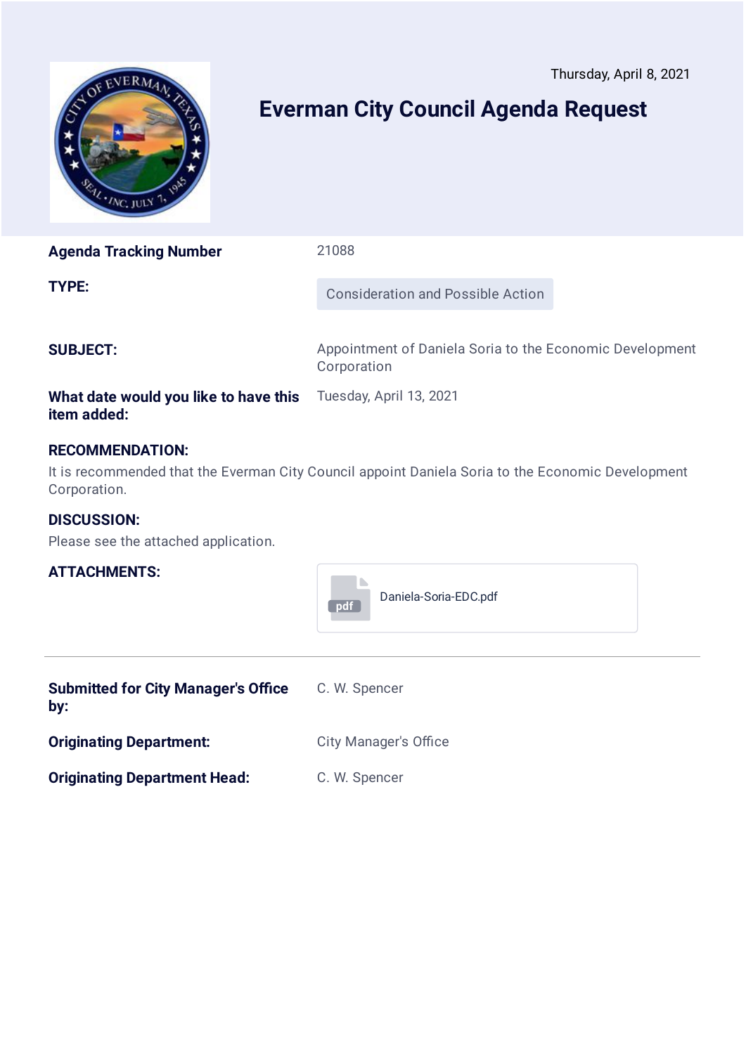Thursday, April 8, 2021

# Everman City Council Agenda Request

**Agenda Tracking Number** 21088

**TYPE:** Consideration and Possible Action

**SUBJECT:** Appointment of Daniela Soria to the Economic Development Corporation

**What date would you like to have this item added:** Tuesday, April 13, 2021

**RECOMMENDATION:**

It is recommended that the Everman City Council appoint Daniela Soria to the Economic Development Corporation.

**DISCUSSION:**

Please see the attached application.

**ATTACHMENTS:**

Daniela-Soria-EDC.pdf

---

**Submitted for City Manager's Office by:** C. W. Spencer

**Originating Department:** City Manager's Office

**Originating Department Head:** C. W. Spencer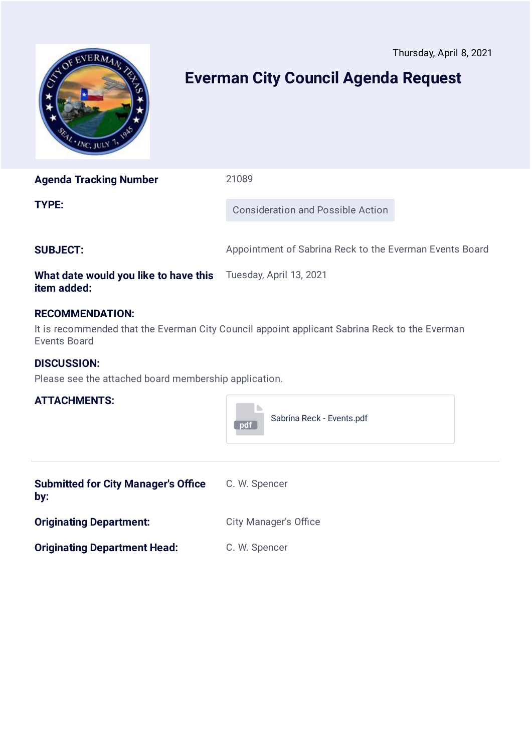Thursday, April 8, 2021

# Everman City Council Agenda Request

**Agenda Tracking Number** 21089

**TYPE:** Consideration and Possible Action

**SUBJECT:** Appointment of Sabrina Reck to the Everman Events Board

**What date would you like to have this item added:** Tuesday, April 13, 2021

**RECOMMENDATION:**

It is recommended that the Everman City Council appoint applicant Sabrina Reck to the Everman Events Board

**DISCUSSION:**

Please see the attached board membership application.

**ATTACHMENTS:**

Sabrina Reck - Events.pdf

---

**Submitted for City Manager's Office by:** C. W. Spencer

**Originating Department:** City Manager's Office

**Originating Department Head:** C. W. Spencer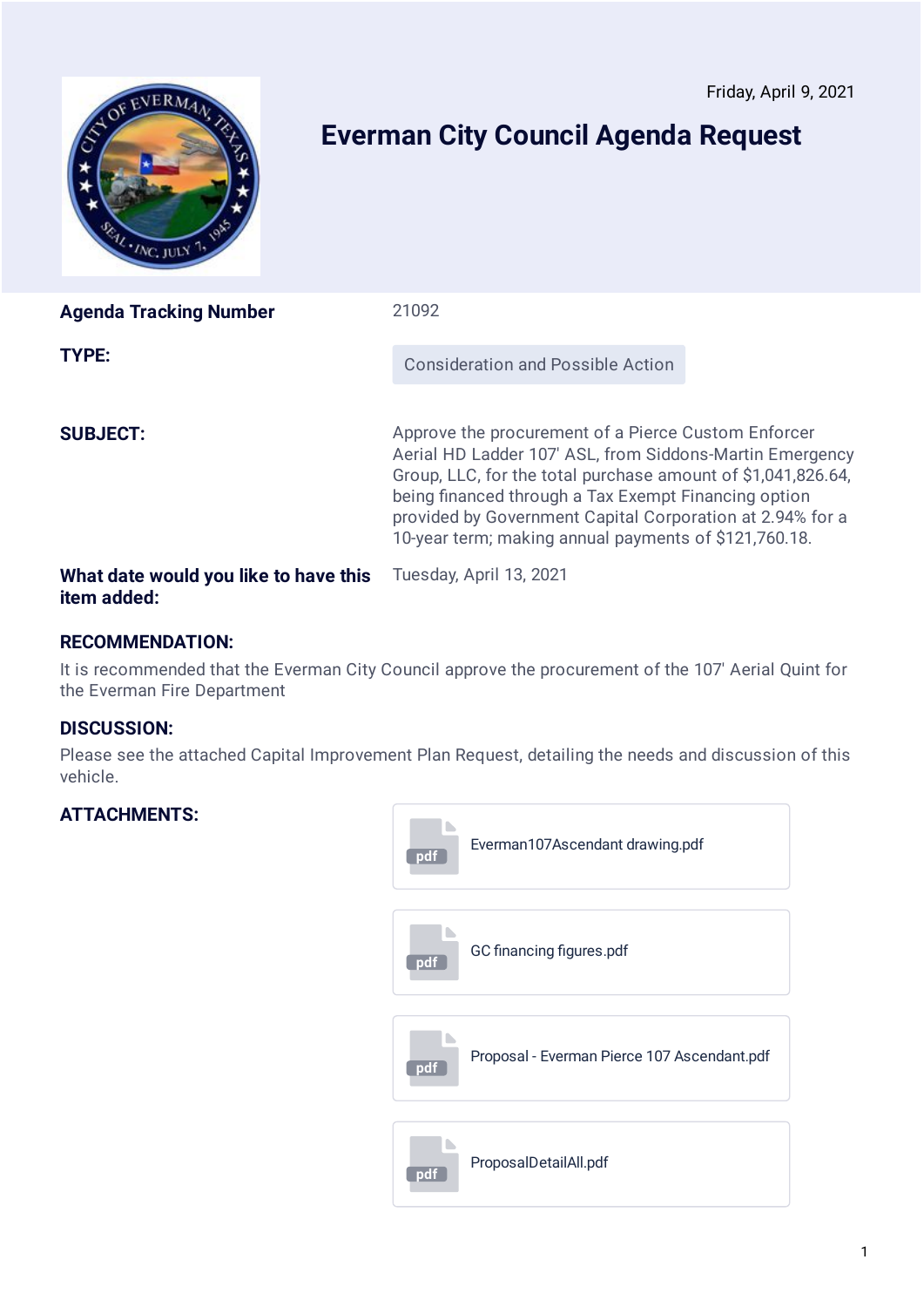Friday, April 9, 2021

# Everman City Council Agenda Request

**Agenda Tracking Number** 21092

**TYPE:** Consideration and Possible Action

**SUBJECT:** Approve the procurement of a Pierce Custom Enforcer Aerial HD Ladder 107' ASL, from Siddons-Martin Emergency Group, LLC, for the total purchase amount of $1,041,826.64, being financed through a Tax Exempt Financing option provided by Government Capital Corporation at 2.94% for a 10-year term; making annual payments of $121,760.18.

**What date would you like to have this item added:** Tuesday, April 13, 2021

## RECOMMENDATION:

It is recommended that the Everman City Council approve the procurement of the 107' Aerial Quint for the Everman Fire Department

## DISCUSSION:

Please see the attached Capital Improvement Plan Request, detailing the needs and discussion of this vehicle.

## ATTACHMENTS:

- Everman107Ascendant drawing.pdf
- GC financing figures.pdf
- Proposal - Everman Pierce 107 Ascendant.pdf
- ProposalDetailAll.pdf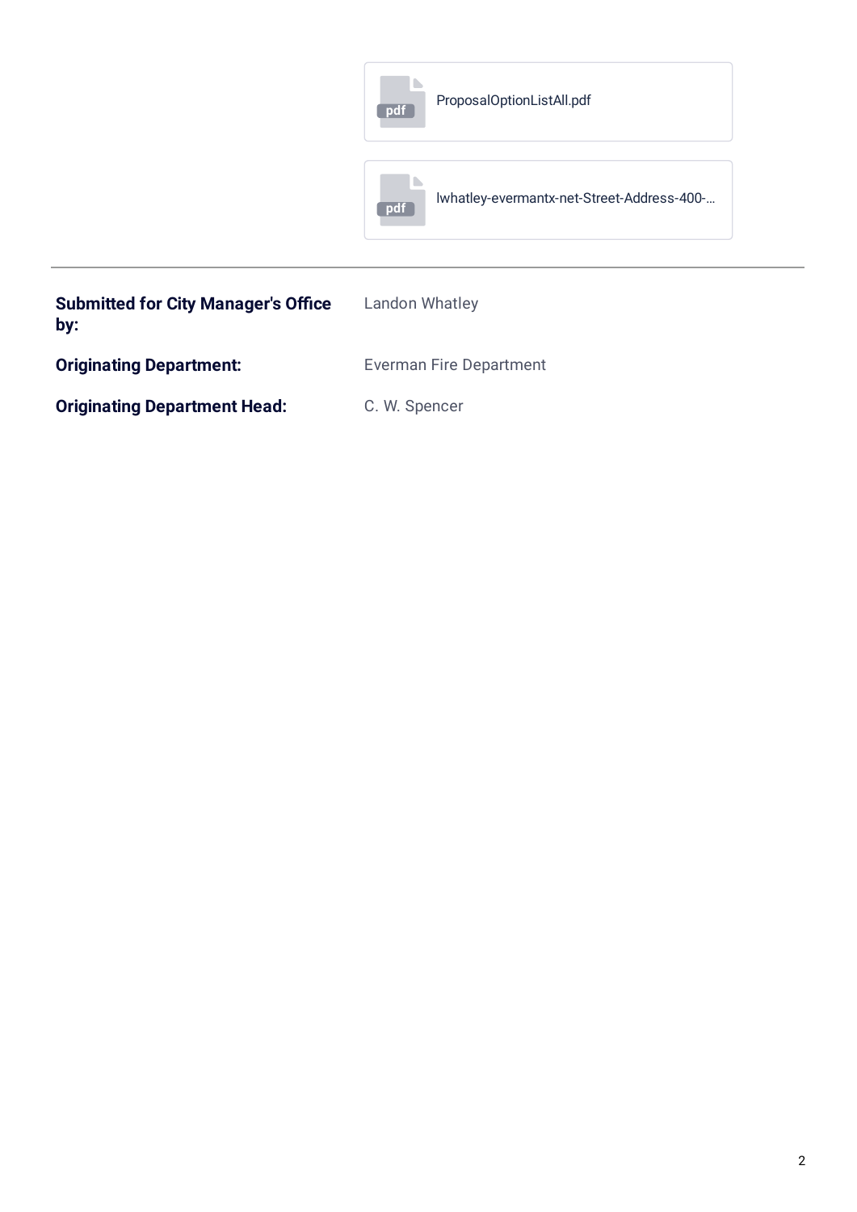ProposalOptionListAll.pdf

lwhatley-evermantx-net-Street-Address-400-...

---

| | |
|---|---|
| **Submitted for City Manager's Office by:** | Landon Whatley |
| **Originating Department:** | Everman Fire Department |
| **Originating Department Head:** | C. W. Spencer |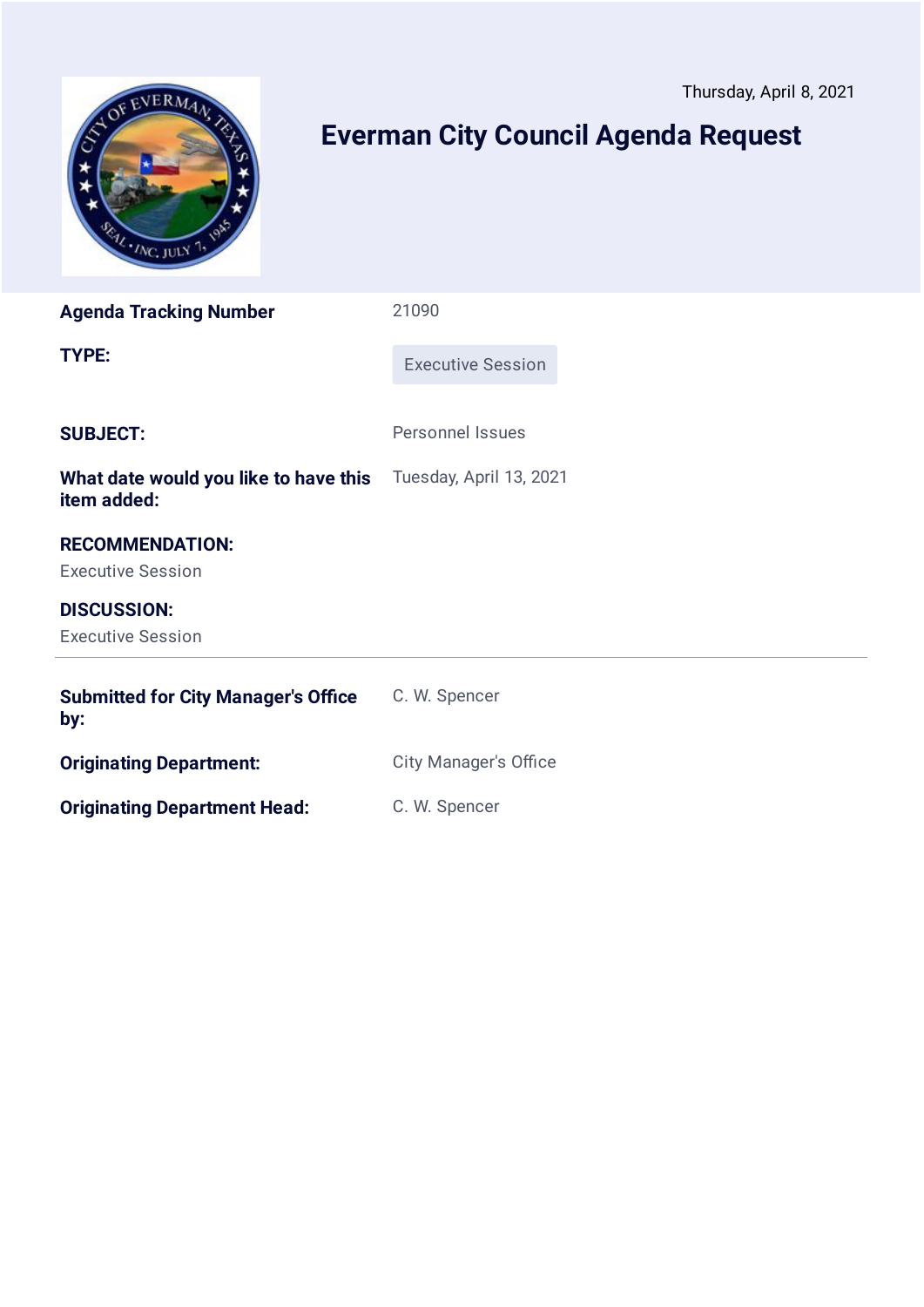Thursday, April 8, 2021

# Everman City Council Agenda Request

| | |
|---|---|
| **Agenda Tracking Number** | 21090 |
| **TYPE:** | Executive Session |
| **SUBJECT:** | Personnel Issues |
| **What date would you like to have this item added:** | Tuesday, April 13, 2021 |

**RECOMMENDATION:**

Executive Session

**DISCUSSION:**

Executive Session

---

| | |
|---|---|
| **Submitted for City Manager's Office by:** | C. W. Spencer |
| **Originating Department:** | City Manager's Office |
| **Originating Department Head:** | C. W. Spencer |